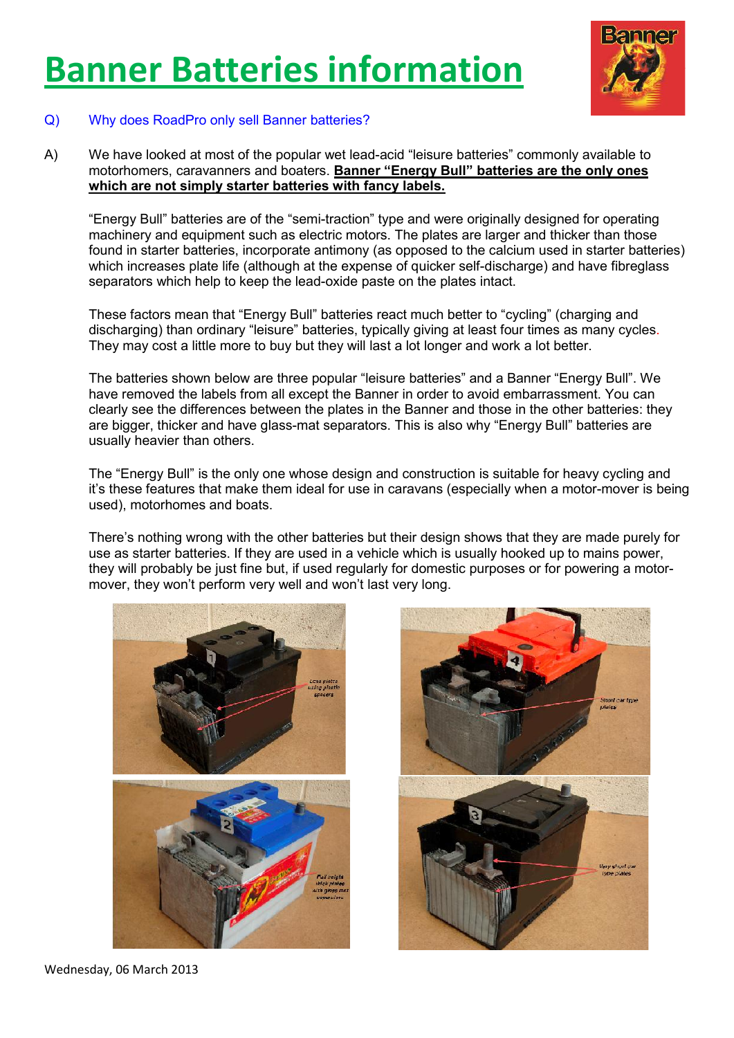# Banner Batteries information

Q) Why does RoadPro only sell Banner batteries?

A) We have looked at most of the popular wet lead-acid "leisure batteries" commonly available to motorhomers, caravanners and boaters. **Banner "Energy Bull" batteries are the only ones which are not simply starter batteries with fancy labels.**

"Energy Bull" batteries are of the "semi-traction" type and were originally designed for operating machinery and equipment such as electric motors. The plates are larger and thicker than those found in starter batteries, incorporate antimony (as opposed to the calcium used in starter batteries) which increases plate life (although at the expense of quicker self-discharge) and have fibreglass separators which help to keep the lead-oxide paste on the plates intact.

These factors mean that "Energy Bull" batteries react much better to "cycling" (charging and discharging) than ordinary "leisure" batteries, typically giving at least four times as many cycles. They may cost a little more to buy but they will last a lot longer and work a lot better.

The batteries shown below are three popular "leisure batteries" and a Banner "Energy Bull". We have removed the labels from all except the Banner in order to avoid embarrassment. You can clearly see the differences between the plates in the Banner and those in the other batteries: they are bigger, thicker and have glass-mat separators. This is also why "Energy Bull" batteries are usually heavier than others.

The "Energy Bull" is the only one whose design and construction is suitable for heavy cycling and it's these features that make them ideal for use in caravans (especially when a motor-mover is being used), motorhomes and boats.

There's nothing wrong with the other batteries but their design shows that they are made purely for use as starter batteries. If they are used in a vehicle which is usually hooked up to mains power, they will probably be just fine but, if used regularly for domestic purposes or for powering a motor-mover, they won't perform very well and won't last very long.

Wednesday, 06 March 2013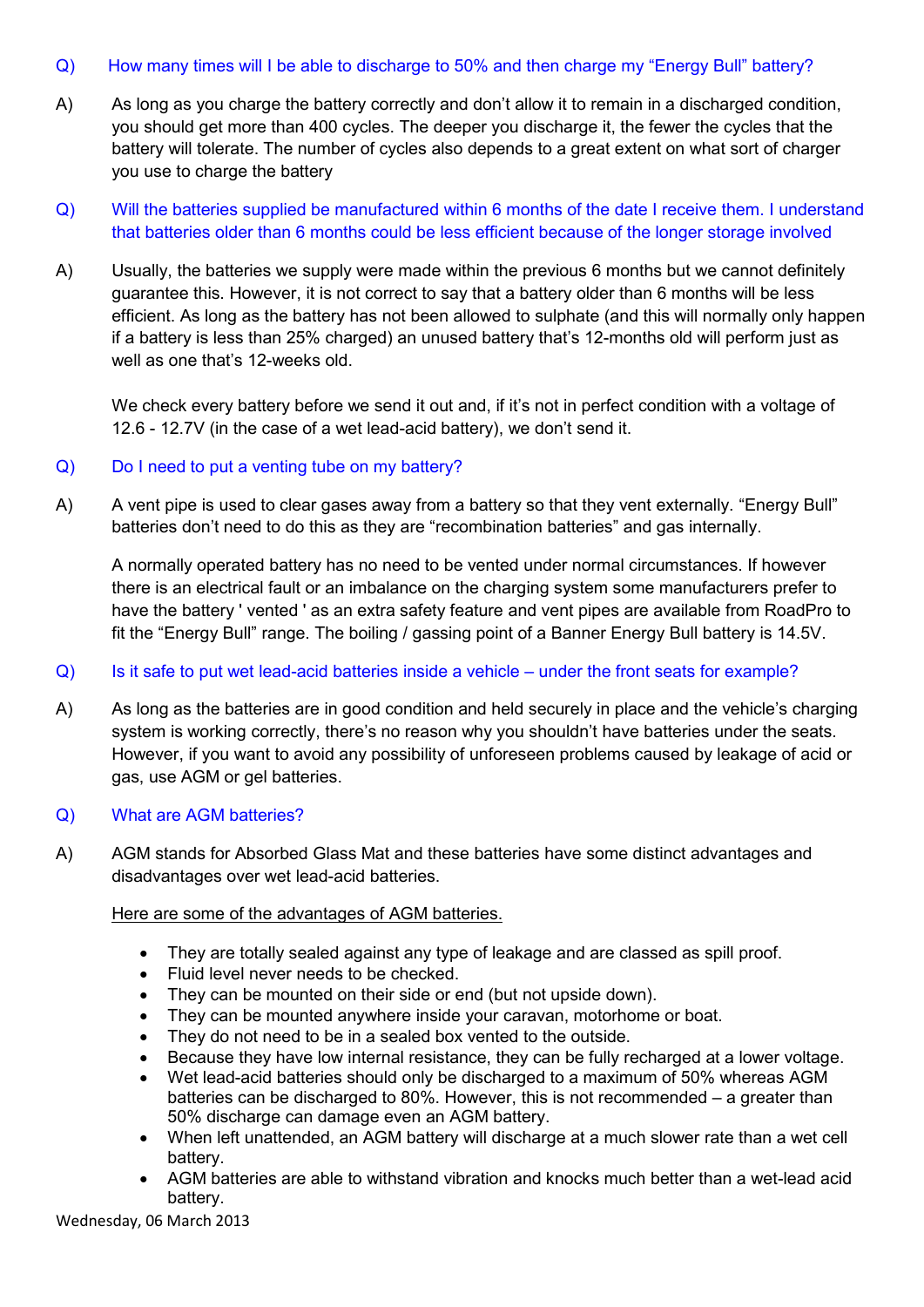Q) How many times will I be able to discharge to 50% and then charge my "Energy Bull" battery?

A) As long as you charge the battery correctly and don't allow it to remain in a discharged condition, you should get more than 400 cycles. The deeper you discharge it, the fewer the cycles that the battery will tolerate. The number of cycles also depends to a great extent on what sort of charger you use to charge the battery

Q) Will the batteries supplied be manufactured within 6 months of the date I receive them. I understand that batteries older than 6 months could be less efficient because of the longer storage involved

A) Usually, the batteries we supply were made within the previous 6 months but we cannot definitely guarantee this. However, it is not correct to say that a battery older than 6 months will be less efficient. As long as the battery has not been allowed to sulphate (and this will normally only happen if a battery is less than 25% charged) an unused battery that's 12-months old will perform just as well as one that's 12-weeks old.

We check every battery before we send it out and, if it's not in perfect condition with a voltage of 12.6 - 12.7V (in the case of a wet lead-acid battery), we don't send it.

Q) Do I need to put a venting tube on my battery?

A) A vent pipe is used to clear gases away from a battery so that they vent externally. "Energy Bull" batteries don't need to do this as they are "recombination batteries" and gas internally.

A normally operated battery has no need to be vented under normal circumstances. If however there is an electrical fault or an imbalance on the charging system some manufacturers prefer to have the battery ' vented ' as an extra safety feature and vent pipes are available from RoadPro to fit the "Energy Bull" range. The boiling / gassing point of a Banner Energy Bull battery is 14.5V.

Q) Is it safe to put wet lead-acid batteries inside a vehicle – under the front seats for example?

A) As long as the batteries are in good condition and held securely in place and the vehicle's charging system is working correctly, there's no reason why you shouldn't have batteries under the seats. However, if you want to avoid any possibility of unforeseen problems caused by leakage of acid or gas, use AGM or gel batteries.

Q) What are AGM batteries?

A) AGM stands for Absorbed Glass Mat and these batteries have some distinct advantages and disadvantages over wet lead-acid batteries.

Here are some of the advantages of AGM batteries.

- They are totally sealed against any type of leakage and are classed as spill proof.
- Fluid level never needs to be checked.
- They can be mounted on their side or end (but not upside down).
- They can be mounted anywhere inside your caravan, motorhome or boat.
- They do not need to be in a sealed box vented to the outside.
- Because they have low internal resistance, they can be fully recharged at a lower voltage.
- Wet lead-acid batteries should only be discharged to a maximum of 50% whereas AGM batteries can be discharged to 80%. However, this is not recommended – a greater than 50% discharge can damage even an AGM battery.
- When left unattended, an AGM battery will discharge at a much slower rate than a wet cell battery.
- AGM batteries are able to withstand vibration and knocks much better than a wet-lead acid battery.

Wednesday, 06 March 2013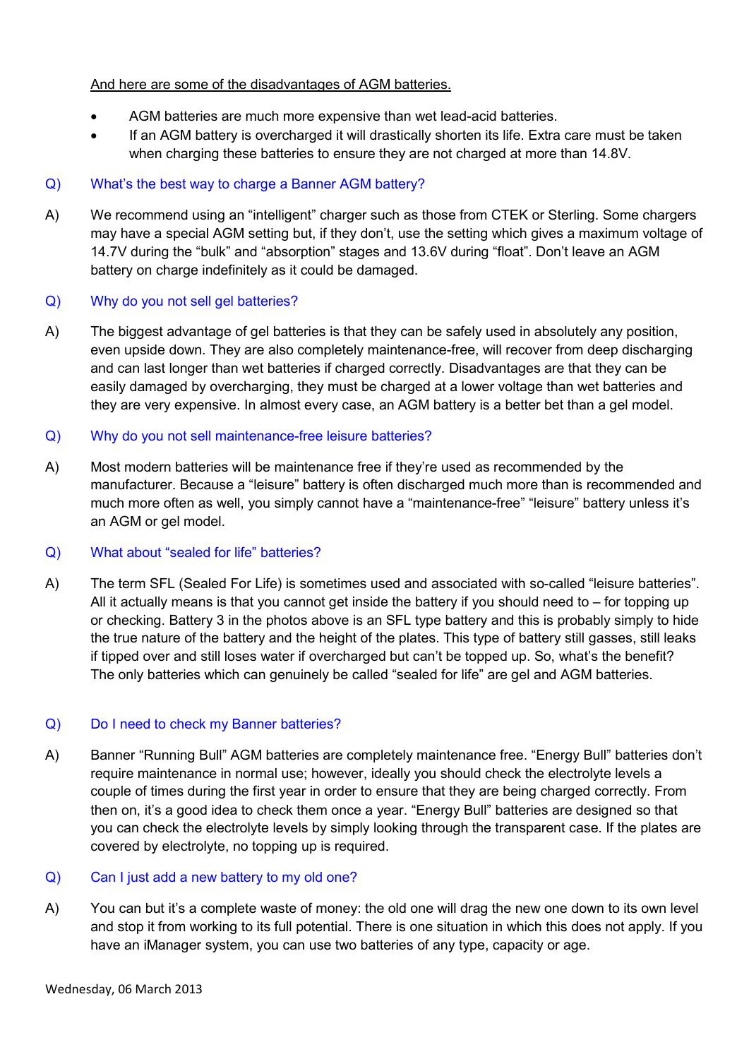And here are some of the disadvantages of AGM batteries.

- AGM batteries are much more expensive than wet lead-acid batteries.
- If an AGM battery is overcharged it will drastically shorten its life. Extra care must be taken when charging these batteries to ensure they are not charged at more than 14.8V.

Q) What's the best way to charge a Banner AGM battery?

A) We recommend using an "intelligent" charger such as those from CTEK or Sterling. Some chargers may have a special AGM setting but, if they don't, use the setting which gives a maximum voltage of 14.7V during the "bulk" and "absorption" stages and 13.6V during "float". Don't leave an AGM battery on charge indefinitely as it could be damaged.

Q) Why do you not sell gel batteries?

A) The biggest advantage of gel batteries is that they can be safely used in absolutely any position, even upside down. They are also completely maintenance-free, will recover from deep discharging and can last longer than wet batteries if charged correctly. Disadvantages are that they can be easily damaged by overcharging, they must be charged at a lower voltage than wet batteries and they are very expensive. In almost every case, an AGM battery is a better bet than a gel model.

Q) Why do you not sell maintenance-free leisure batteries?

A) Most modern batteries will be maintenance free if they're used as recommended by the manufacturer. Because a "leisure" battery is often discharged much more than is recommended and much more often as well, you simply cannot have a "maintenance-free" "leisure" battery unless it's an AGM or gel model.

Q) What about "sealed for life" batteries?

A) The term SFL (Sealed For Life) is sometimes used and associated with so-called "leisure batteries". All it actually means is that you cannot get inside the battery if you should need to – for topping up or checking. Battery 3 in the photos above is an SFL type battery and this is probably simply to hide the true nature of the battery and the height of the plates. This type of battery still gasses, still leaks if tipped over and still loses water if overcharged but can't be topped up. So, what's the benefit? The only batteries which can genuinely be called "sealed for life" are gel and AGM batteries.

Q) Do I need to check my Banner batteries?

A) Banner "Running Bull" AGM batteries are completely maintenance free. "Energy Bull" batteries don't require maintenance in normal use; however, ideally you should check the electrolyte levels a couple of times during the first year in order to ensure that they are being charged correctly. From then on, it's a good idea to check them once a year. "Energy Bull" batteries are designed so that you can check the electrolyte levels by simply looking through the transparent case. If the plates are covered by electrolyte, no topping up is required.

Q) Can I just add a new battery to my old one?

A) You can but it's a complete waste of money: the old one will drag the new one down to its own level and stop it from working to its full potential. There is one situation in which this does not apply. If you have an iManager system, you can use two batteries of any type, capacity or age.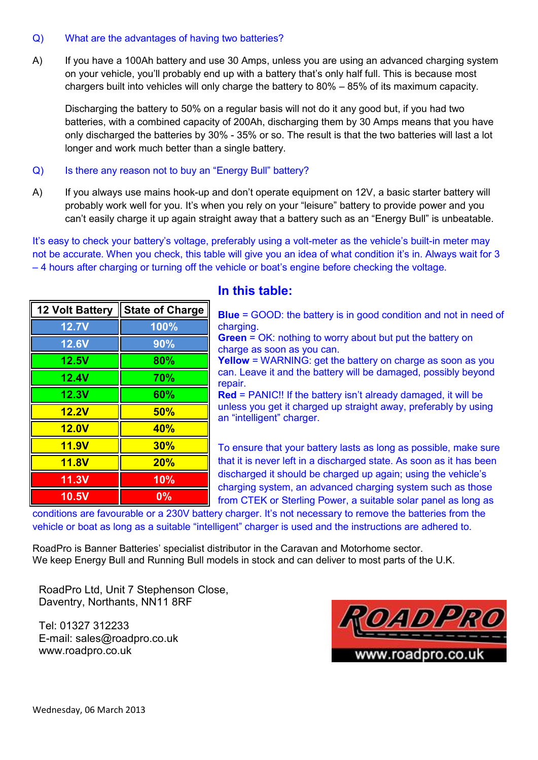Q) What are the advantages of having two batteries?

A) If you have a 100Ah battery and use 30 Amps, unless you are using an advanced charging system on your vehicle, you'll probably end up with a battery that's only half full. This is because most chargers built into vehicles will only charge the battery to 80% – 85% of its maximum capacity.

Discharging the battery to 50% on a regular basis will not do it any good but, if you had two batteries, with a combined capacity of 200Ah, discharging them by 30 Amps means that you have only discharged the batteries by 30% - 35% or so. The result is that the two batteries will last a lot longer and work much better than a single battery.

Q) Is there any reason not to buy an "Energy Bull" battery?

A) If you always use mains hook-up and don't operate equipment on 12V, a basic starter battery will probably work well for you. It's when you rely on your "leisure" battery to provide power and you can't easily charge it up again straight away that a battery such as an "Energy Bull" is unbeatable.

It's easy to check your battery's voltage, preferably using a volt-meter as the vehicle's built-in meter may not be accurate. When you check, this table will give you an idea of what condition it's in. Always wait for 3 – 4 hours after charging or turning off the vehicle or boat's engine before checking the voltage.

| 12 Volt Battery | State of Charge |
|---|---|
| 12.7V | 100% |
| 12.6V | 90% |
| 12.5V | 80% |
| 12.4V | 70% |
| 12.3V | 60% |
| 12.2V | 50% |
| 12.0V | 40% |
| 11.9V | 30% |
| 11.8V | 20% |
| 11.3V | 10% |
| 10.5V | 0% |

## In this table:

**Blue** = GOOD: the battery is in good condition and not in need of charging.
**Green** = OK: nothing to worry about but put the battery on charge as soon as you can.
**Yellow** = WARNING: get the battery on charge as soon as you can. Leave it and the battery will be damaged, possibly beyond repair.
**Red** = PANIC!! If the battery isn't already damaged, it will be unless you get it charged up straight away, preferably by using an "intelligent" charger.

To ensure that your battery lasts as long as possible, make sure that it is never left in a discharged state. As soon as it has been discharged it should be charged up again; using the vehicle's charging system, an advanced charging system such as those from CTEK or Sterling Power, a suitable solar panel as long as conditions are favourable or a 230V battery charger. It's not necessary to remove the batteries from the vehicle or boat as long as a suitable "intelligent" charger is used and the instructions are adhered to.

RoadPro is Banner Batteries' specialist distributor in the Caravan and Motorhome sector.
We keep Energy Bull and Running Bull models in stock and can deliver to most parts of the U.K.

RoadPro Ltd, Unit 7 Stephenson Close,
Daventry, Northants, NN11 8RF

Tel: 01327 312233
E-mail: sales@roadpro.co.uk
www.roadpro.co.uk

ROADPRO
www.roadpro.co.uk

Wednesday, 06 March 2013